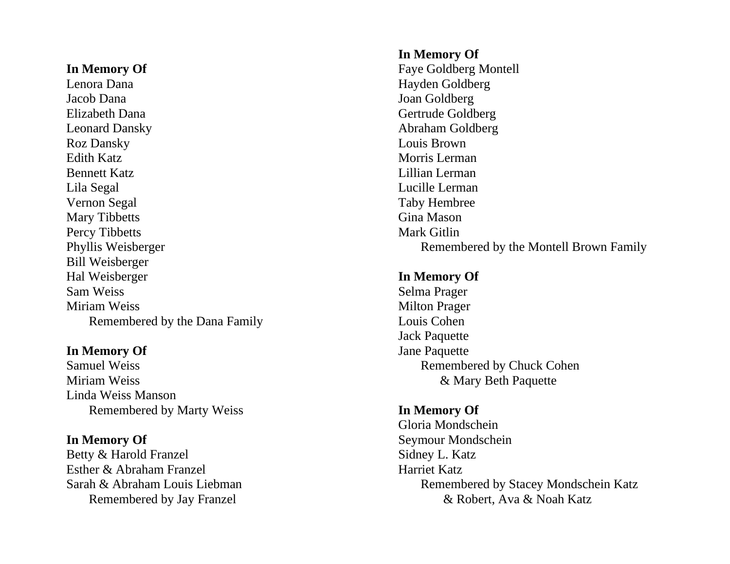**In Memory Of**
Lenora Dana
Jacob Dana
Elizabeth Dana
Leonard Dansky
Roz Dansky
Edith Katz
Bennett Katz
Lila Segal
Vernon Segal
Mary Tibbetts
Percy Tibbetts
Phyllis Weisberger
Bill Weisberger
Hal Weisberger
Sam Weiss
Miriam Weiss
    Remembered by the Dana Family

**In Memory Of**
Samuel Weiss
Miriam Weiss
Linda Weiss Manson
    Remembered by Marty Weiss

**In Memory Of**
Betty & Harold Franzel
Esther & Abraham Franzel
Sarah & Abraham Louis Liebman
    Remembered by Jay Franzel

**In Memory Of**
Faye Goldberg Montell
Hayden Goldberg
Joan Goldberg
Gertrude Goldberg
Abraham Goldberg
Louis Brown
Morris Lerman
Lillian Lerman
Lucille Lerman
Taby Hembree
Gina Mason
Mark Gitlin
    Remembered by the Montell Brown Family

**In Memory Of**
Selma Prager
Milton Prager
Louis Cohen
Jack Paquette
Jane Paquette
    Remembered by Chuck Cohen
        & Mary Beth Paquette

**In Memory Of**
Gloria Mondschein
Seymour Mondschein
Sidney L. Katz
Harriet Katz
    Remembered by Stacey Mondschein Katz
        & Robert, Ava & Noah Katz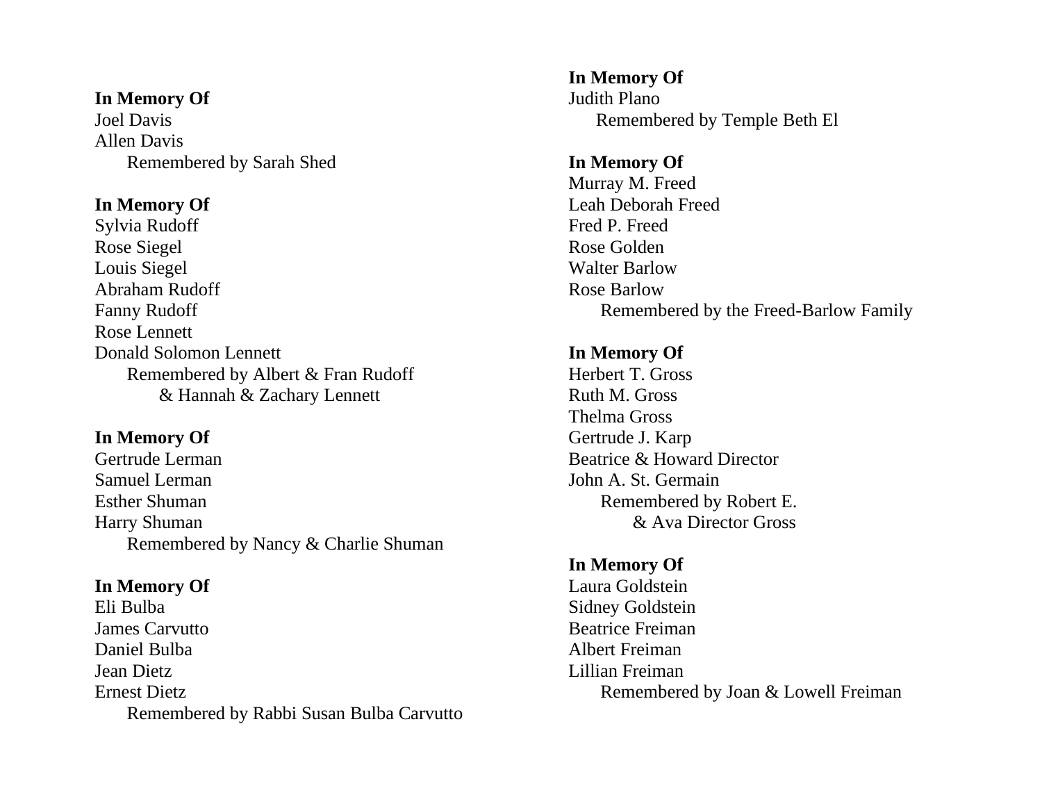**In Memory Of**
Joel Davis
Allen Davis
Remembered by Sarah Shed

**In Memory Of**
Sylvia Rudoff
Rose Siegel
Louis Siegel
Abraham Rudoff
Fanny Rudoff
Rose Lennett
Donald Solomon Lennett
Remembered by Albert & Fran Rudoff
& Hannah & Zachary Lennett

**In Memory Of**
Gertrude Lerman
Samuel Lerman
Esther Shuman
Harry Shuman
Remembered by Nancy & Charlie Shuman

**In Memory Of**
Eli Bulba
James Carvutto
Daniel Bulba
Jean Dietz
Ernest Dietz
Remembered by Rabbi Susan Bulba Carvutto

**In Memory Of**
Judith Plano
Remembered by Temple Beth El

**In Memory Of**
Murray M. Freed
Leah Deborah Freed
Fred P. Freed
Rose Golden
Walter Barlow
Rose Barlow
Remembered by the Freed-Barlow Family

**In Memory Of**
Herbert T. Gross
Ruth M. Gross
Thelma Gross
Gertrude J. Karp
Beatrice & Howard Director
John A. St. Germain
Remembered by Robert E.
& Ava Director Gross

**In Memory Of**
Laura Goldstein
Sidney Goldstein
Beatrice Freiman
Albert Freiman
Lillian Freiman
Remembered by Joan & Lowell Freiman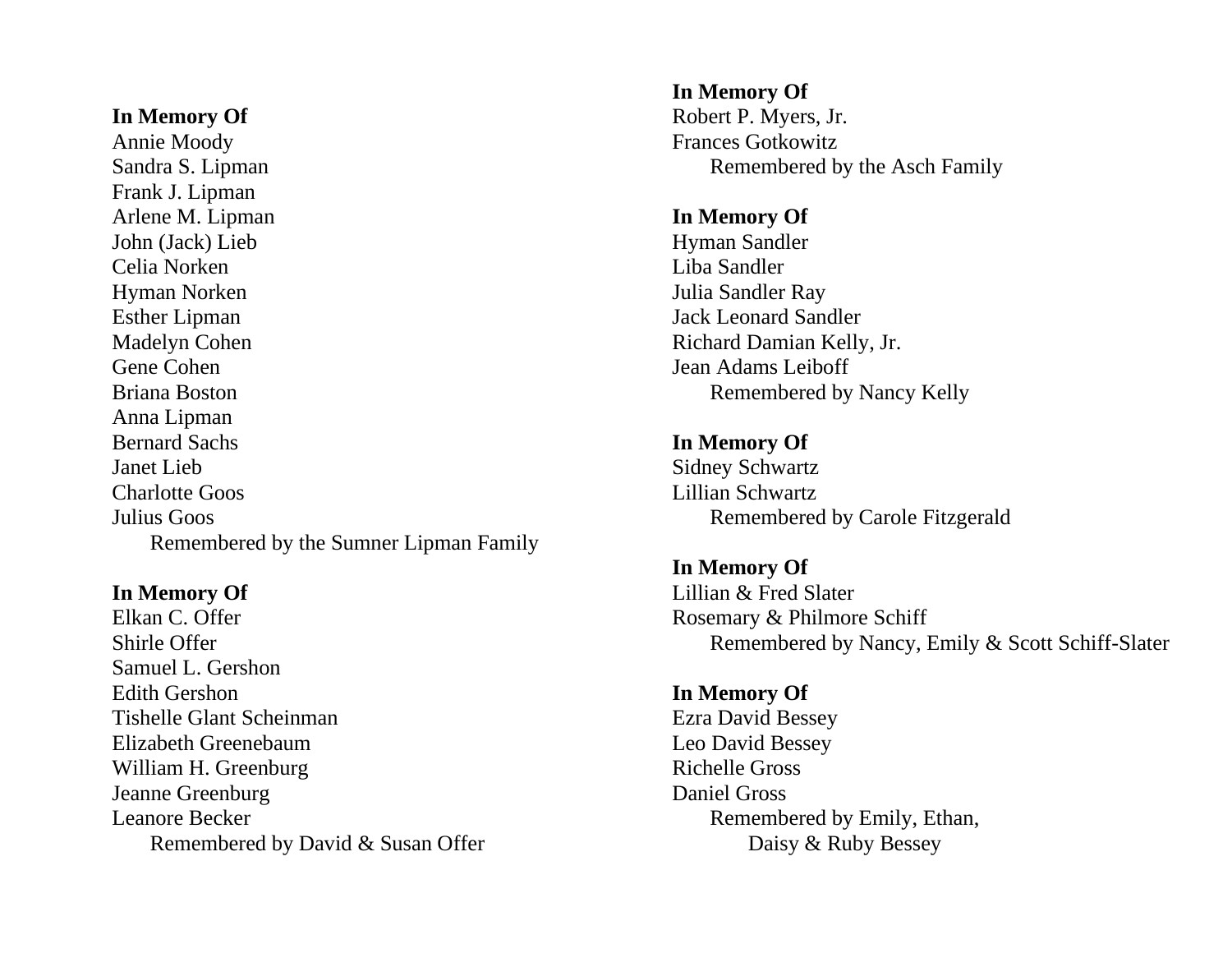**In Memory Of**
Annie Moody
Sandra S. Lipman
Frank J. Lipman
Arlene M. Lipman
John (Jack) Lieb
Celia Norken
Hyman Norken
Esther Lipman
Madelyn Cohen
Gene Cohen
Briana Boston
Anna Lipman
Bernard Sachs
Janet Lieb
Charlotte Goos
Julius Goos
Remembered by the Sumner Lipman Family

**In Memory Of**
Elkan C. Offer
Shirle Offer
Samuel L. Gershon
Edith Gershon
Tishelle Glant Scheinman
Elizabeth Greenebaum
William H. Greenburg
Jeanne Greenburg
Leanore Becker
Remembered by David & Susan Offer

**In Memory Of**
Robert P. Myers, Jr.
Frances Gotkowitz
Remembered by the Asch Family

**In Memory Of**
Hyman Sandler
Liba Sandler
Julia Sandler Ray
Jack Leonard Sandler
Richard Damian Kelly, Jr.
Jean Adams Leiboff
Remembered by Nancy Kelly

**In Memory Of**
Sidney Schwartz
Lillian Schwartz
Remembered by Carole Fitzgerald

**In Memory Of**
Lillian & Fred Slater
Rosemary & Philmore Schiff
Remembered by Nancy, Emily & Scott Schiff-Slater

**In Memory Of**
Ezra David Bessey
Leo David Bessey
Richelle Gross
Daniel Gross
Remembered by Emily, Ethan,
Daisy & Ruby Bessey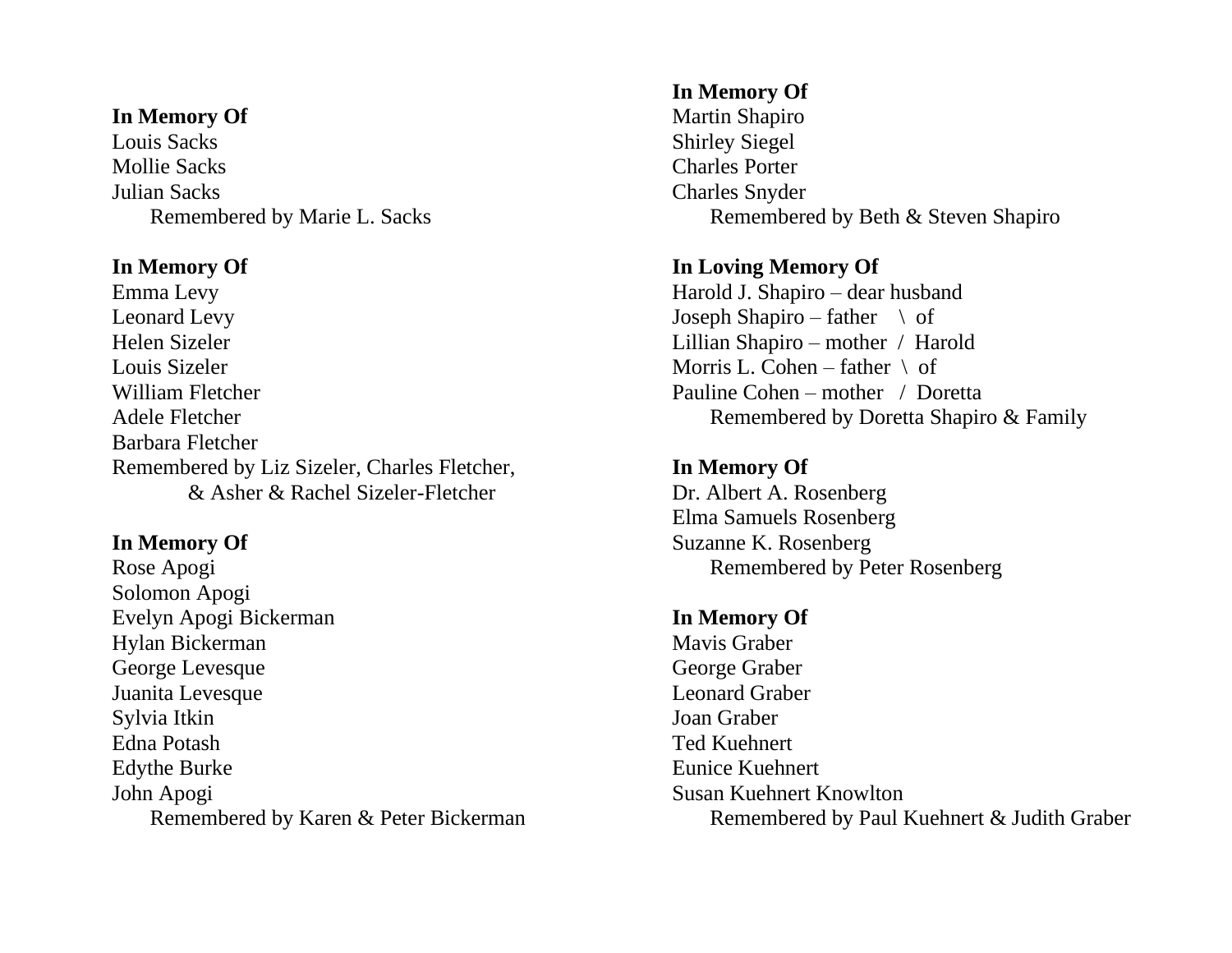**In Memory Of**
Louis Sacks
Mollie Sacks
Julian Sacks
Remembered by Marie L. Sacks

**In Memory Of**
Emma Levy
Leonard Levy
Helen Sizeler
Louis Sizeler
William Fletcher
Adele Fletcher
Barbara Fletcher
Remembered by Liz Sizeler, Charles Fletcher, & Asher & Rachel Sizeler-Fletcher

**In Memory Of**
Rose Apogi
Solomon Apogi
Evelyn Apogi Bickerman
Hylan Bickerman
George Levesque
Juanita Levesque
Sylvia Itkin
Edna Potash
Edythe Burke
John Apogi
Remembered by Karen & Peter Bickerman

**In Memory Of**
Martin Shapiro
Shirley Siegel
Charles Porter
Charles Snyder
Remembered by Beth & Steven Shapiro

**In Loving Memory Of**
Harold J. Shapiro – dear husband
Joseph Shapiro – father \ of
Lillian Shapiro – mother / Harold
Morris L. Cohen – father \ of
Pauline Cohen – mother / Doretta
Remembered by Doretta Shapiro & Family

**In Memory Of**
Dr. Albert A. Rosenberg
Elma Samuels Rosenberg
Suzanne K. Rosenberg
Remembered by Peter Rosenberg

**In Memory Of**
Mavis Graber
George Graber
Leonard Graber
Joan Graber
Ted Kuehnert
Eunice Kuehnert
Susan Kuehnert Knowlton
Remembered by Paul Kuehnert & Judith Graber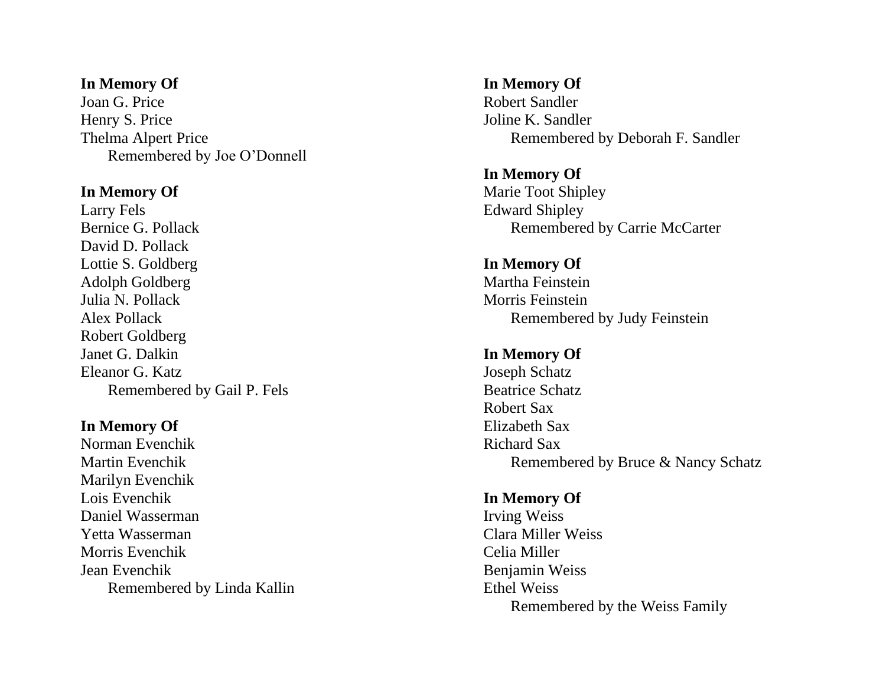**In Memory Of**
Joan G. Price
Henry S. Price
Thelma Alpert Price
    Remembered by Joe O'Donnell

**In Memory Of**
Larry Fels
Bernice G. Pollack
David D. Pollack
Lottie S. Goldberg
Adolph Goldberg
Julia N. Pollack
Alex Pollack
Robert Goldberg
Janet G. Dalkin
Eleanor G. Katz
    Remembered by Gail P. Fels

**In Memory Of**
Norman Evenchik
Martin Evenchik
Marilyn Evenchik
Lois Evenchik
Daniel Wasserman
Yetta Wasserman
Morris Evenchik
Jean Evenchik
    Remembered by Linda Kallin

**In Memory Of**
Robert Sandler
Joline K. Sandler
    Remembered by Deborah F. Sandler

**In Memory Of**
Marie Toot Shipley
Edward Shipley
    Remembered by Carrie McCarter

**In Memory Of**
Martha Feinstein
Morris Feinstein
    Remembered by Judy Feinstein

**In Memory Of**
Joseph Schatz
Beatrice Schatz
Robert Sax
Elizabeth Sax
Richard Sax
    Remembered by Bruce & Nancy Schatz

**In Memory Of**
Irving Weiss
Clara Miller Weiss
Celia Miller
Benjamin Weiss
Ethel Weiss
    Remembered by the Weiss Family